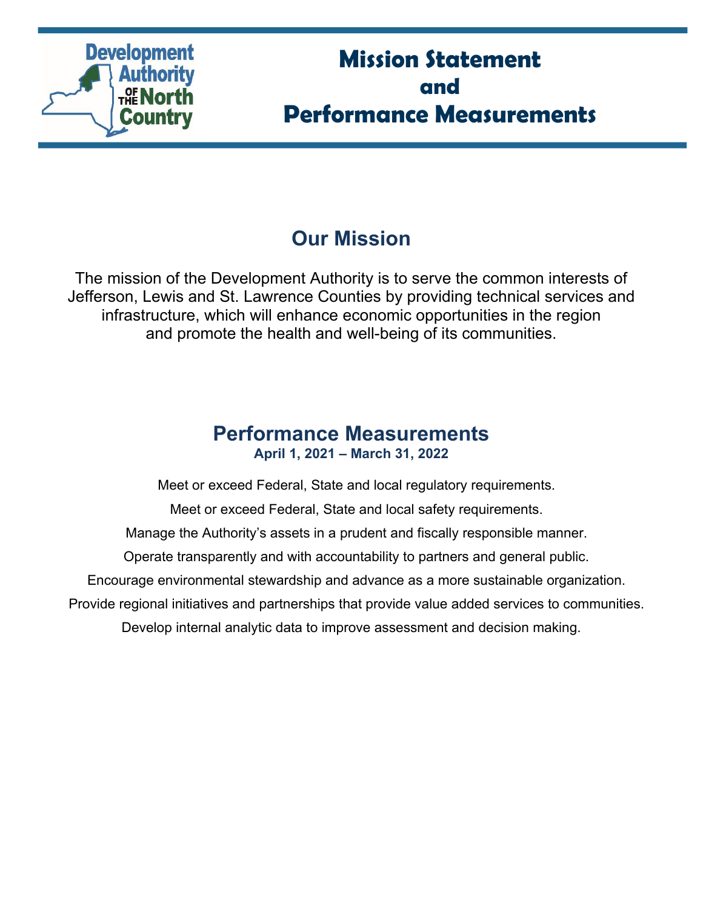# Mission Statement and Performance Measurements

## Our Mission

The mission of the Development Authority is to serve the common interests of Jefferson, Lewis and St. Lawrence Counties by providing technical services and infrastructure, which will enhance economic opportunities in the region and promote the health and well-being of its communities.

## Performance Measurements

**April 1, 2021 – March 31, 2022**

Meet or exceed Federal, State and local regulatory requirements.

Meet or exceed Federal, State and local safety requirements.

Manage the Authority's assets in a prudent and fiscally responsible manner.

Operate transparently and with accountability to partners and general public.

Encourage environmental stewardship and advance as a more sustainable organization.

Provide regional initiatives and partnerships that provide value added services to communities.

Develop internal analytic data to improve assessment and decision making.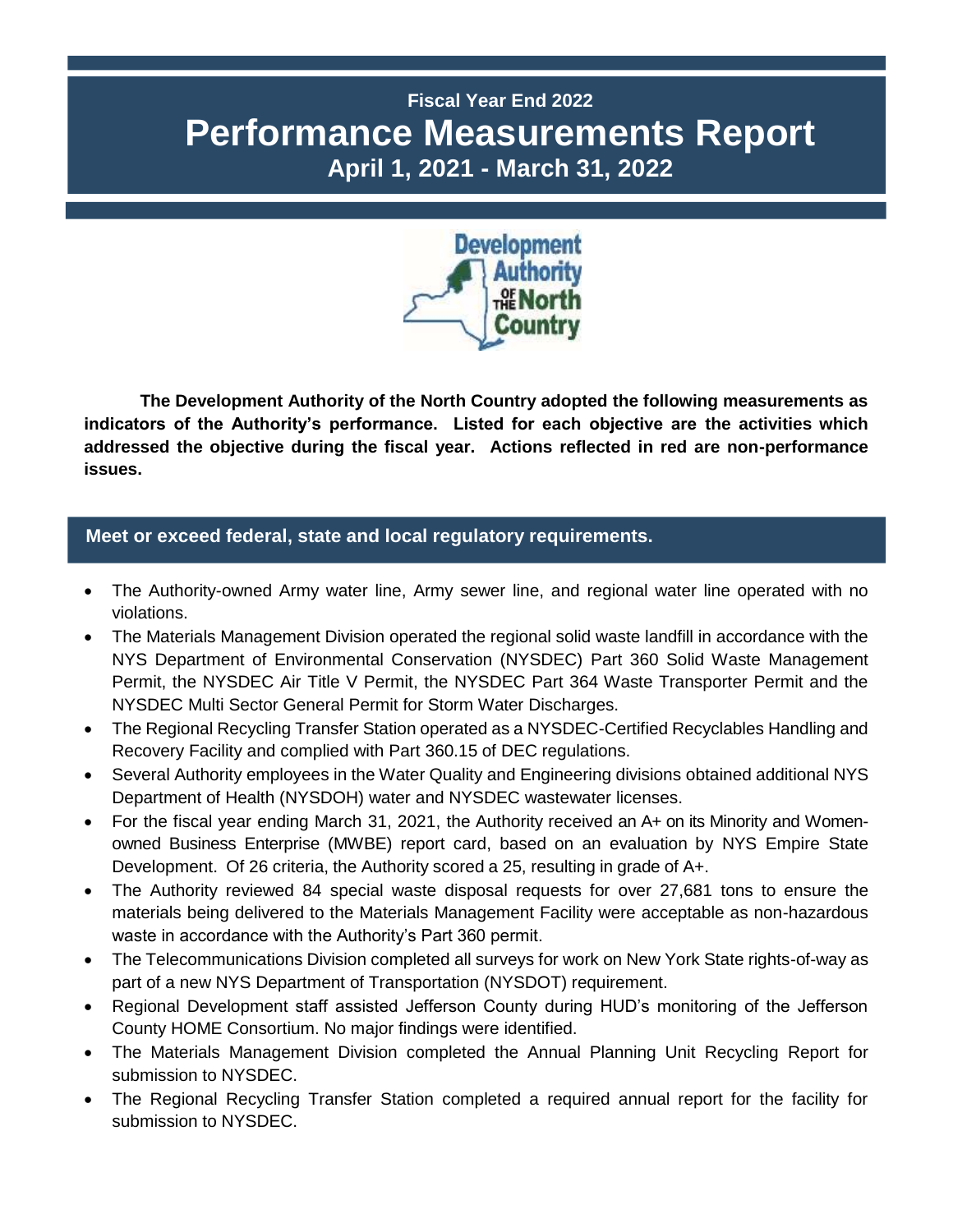**Fiscal Year End 2022**

# Performance Measurements Report

**April 1, 2021 - March 31, 2022**

**The Development Authority of the North Country adopted the following measurements as indicators of the Authority's performance. Listed for each objective are the activities which addressed the objective during the fiscal year. Actions reflected in red are non-performance issues.**

## Meet or exceed federal, state and local regulatory requirements.

- The Authority-owned Army water line, Army sewer line, and regional water line operated with no violations.
- The Materials Management Division operated the regional solid waste landfill in accordance with the NYS Department of Environmental Conservation (NYSDEC) Part 360 Solid Waste Management Permit, the NYSDEC Air Title V Permit, the NYSDEC Part 364 Waste Transporter Permit and the NYSDEC Multi Sector General Permit for Storm Water Discharges.
- The Regional Recycling Transfer Station operated as a NYSDEC-Certified Recyclables Handling and Recovery Facility and complied with Part 360.15 of DEC regulations.
- Several Authority employees in the Water Quality and Engineering divisions obtained additional NYS Department of Health (NYSDOH) water and NYSDEC wastewater licenses.
- For the fiscal year ending March 31, 2021, the Authority received an A+ on its Minority and Women-owned Business Enterprise (MWBE) report card, based on an evaluation by NYS Empire State Development. Of 26 criteria, the Authority scored a 25, resulting in grade of A+.
- The Authority reviewed 84 special waste disposal requests for over 27,681 tons to ensure the materials being delivered to the Materials Management Facility were acceptable as non-hazardous waste in accordance with the Authority's Part 360 permit.
- The Telecommunications Division completed all surveys for work on New York State rights-of-way as part of a new NYS Department of Transportation (NYSDOT) requirement.
- Regional Development staff assisted Jefferson County during HUD's monitoring of the Jefferson County HOME Consortium. No major findings were identified.
- The Materials Management Division completed the Annual Planning Unit Recycling Report for submission to NYSDEC.
- The Regional Recycling Transfer Station completed a required annual report for the facility for submission to NYSDEC.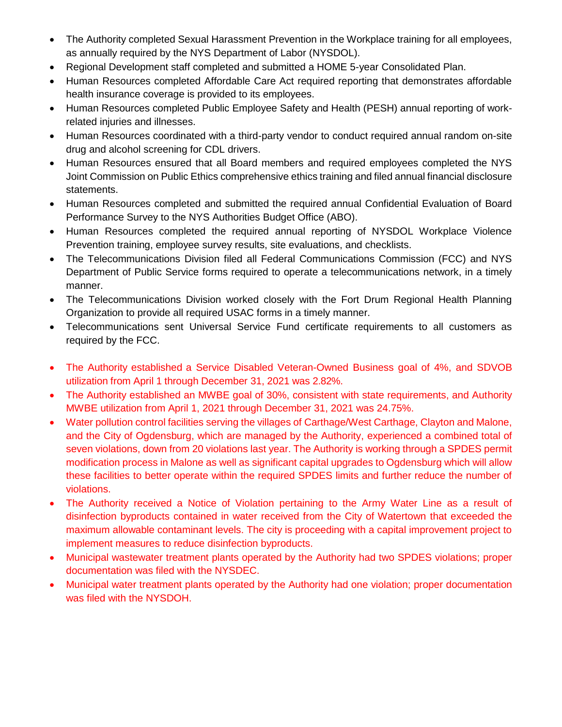- The Authority completed Sexual Harassment Prevention in the Workplace training for all employees, as annually required by the NYS Department of Labor (NYSDOL).
- Regional Development staff completed and submitted a HOME 5-year Consolidated Plan.
- Human Resources completed Affordable Care Act required reporting that demonstrates affordable health insurance coverage is provided to its employees.
- Human Resources completed Public Employee Safety and Health (PESH) annual reporting of work-related injuries and illnesses.
- Human Resources coordinated with a third-party vendor to conduct required annual random on-site drug and alcohol screening for CDL drivers.
- Human Resources ensured that all Board members and required employees completed the NYS Joint Commission on Public Ethics comprehensive ethics training and filed annual financial disclosure statements.
- Human Resources completed and submitted the required annual Confidential Evaluation of Board Performance Survey to the NYS Authorities Budget Office (ABO).
- Human Resources completed the required annual reporting of NYSDOL Workplace Violence Prevention training, employee survey results, site evaluations, and checklists.
- The Telecommunications Division filed all Federal Communications Commission (FCC) and NYS Department of Public Service forms required to operate a telecommunications network, in a timely manner.
- The Telecommunications Division worked closely with the Fort Drum Regional Health Planning Organization to provide all required USAC forms in a timely manner.
- Telecommunications sent Universal Service Fund certificate requirements to all customers as required by the FCC.

- The Authority established a Service Disabled Veteran-Owned Business goal of 4%, and SDVOB utilization from April 1 through December 31, 2021 was 2.82%.
- The Authority established an MWBE goal of 30%, consistent with state requirements, and Authority MWBE utilization from April 1, 2021 through December 31, 2021 was 24.75%.
- Water pollution control facilities serving the villages of Carthage/West Carthage, Clayton and Malone, and the City of Ogdensburg, which are managed by the Authority, experienced a combined total of seven violations, down from 20 violations last year. The Authority is working through a SPDES permit modification process in Malone as well as significant capital upgrades to Ogdensburg which will allow these facilities to better operate within the required SPDES limits and further reduce the number of violations.
- The Authority received a Notice of Violation pertaining to the Army Water Line as a result of disinfection byproducts contained in water received from the City of Watertown that exceeded the maximum allowable contaminant levels. The city is proceeding with a capital improvement project to implement measures to reduce disinfection byproducts.
- Municipal wastewater treatment plants operated by the Authority had two SPDES violations; proper documentation was filed with the NYSDEC.
- Municipal water treatment plants operated by the Authority had one violation; proper documentation was filed with the NYSDOH.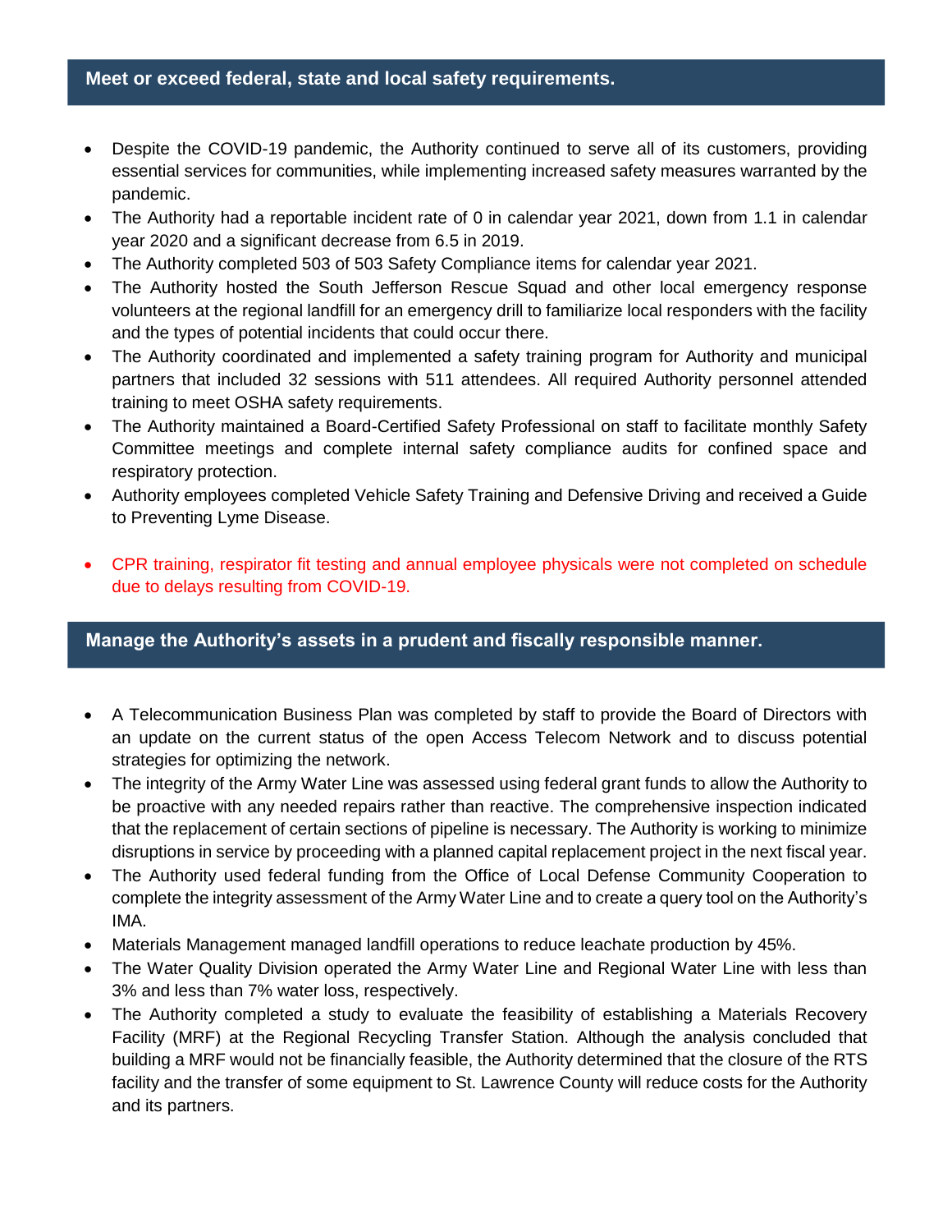## Meet or exceed federal, state and local safety requirements.

- Despite the COVID-19 pandemic, the Authority continued to serve all of its customers, providing essential services for communities, while implementing increased safety measures warranted by the pandemic.
- The Authority had a reportable incident rate of 0 in calendar year 2021, down from 1.1 in calendar year 2020 and a significant decrease from 6.5 in 2019.
- The Authority completed 503 of 503 Safety Compliance items for calendar year 2021.
- The Authority hosted the South Jefferson Rescue Squad and other local emergency response volunteers at the regional landfill for an emergency drill to familiarize local responders with the facility and the types of potential incidents that could occur there.
- The Authority coordinated and implemented a safety training program for Authority and municipal partners that included 32 sessions with 511 attendees. All required Authority personnel attended training to meet OSHA safety requirements.
- The Authority maintained a Board-Certified Safety Professional on staff to facilitate monthly Safety Committee meetings and complete internal safety compliance audits for confined space and respiratory protection.
- Authority employees completed Vehicle Safety Training and Defensive Driving and received a Guide to Preventing Lyme Disease.

- CPR training, respirator fit testing and annual employee physicals were not completed on schedule due to delays resulting from COVID-19.

## Manage the Authority's assets in a prudent and fiscally responsible manner.

- A Telecommunication Business Plan was completed by staff to provide the Board of Directors with an update on the current status of the open Access Telecom Network and to discuss potential strategies for optimizing the network.
- The integrity of the Army Water Line was assessed using federal grant funds to allow the Authority to be proactive with any needed repairs rather than reactive. The comprehensive inspection indicated that the replacement of certain sections of pipeline is necessary. The Authority is working to minimize disruptions in service by proceeding with a planned capital replacement project in the next fiscal year.
- The Authority used federal funding from the Office of Local Defense Community Cooperation to complete the integrity assessment of the Army Water Line and to create a query tool on the Authority's IMA.
- Materials Management managed landfill operations to reduce leachate production by 45%.
- The Water Quality Division operated the Army Water Line and Regional Water Line with less than 3% and less than 7% water loss, respectively.
- The Authority completed a study to evaluate the feasibility of establishing a Materials Recovery Facility (MRF) at the Regional Recycling Transfer Station. Although the analysis concluded that building a MRF would not be financially feasible, the Authority determined that the closure of the RTS facility and the transfer of some equipment to St. Lawrence County will reduce costs for the Authority and its partners.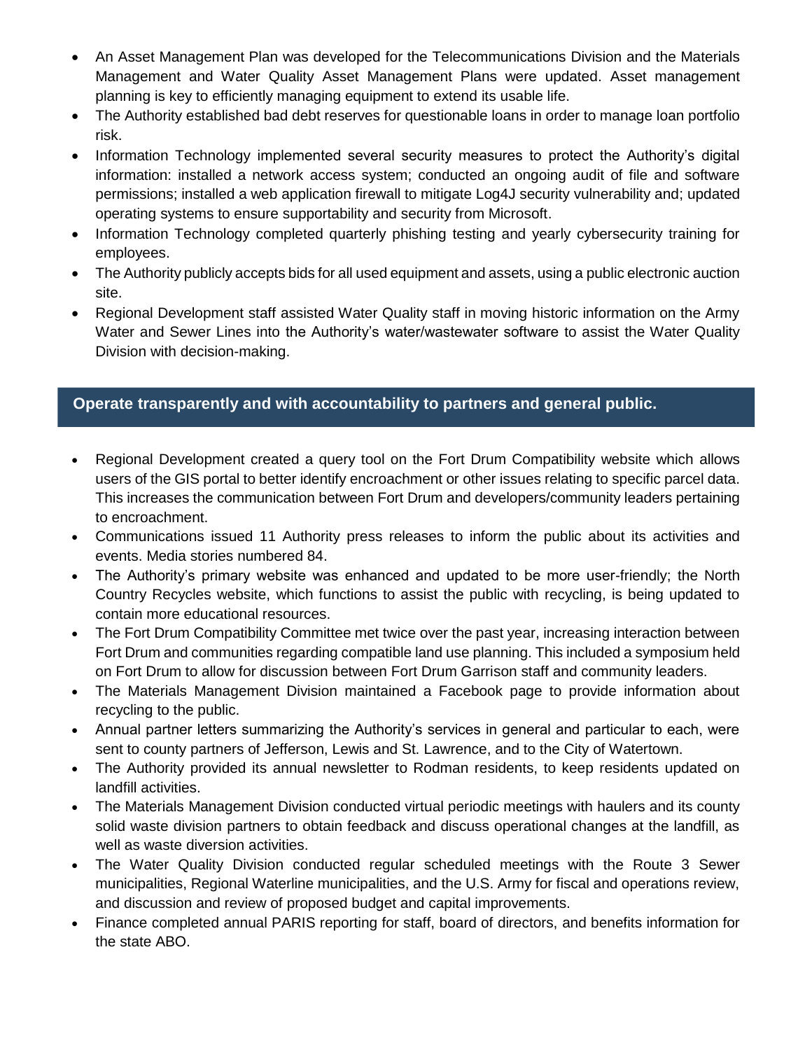- An Asset Management Plan was developed for the Telecommunications Division and the Materials Management and Water Quality Asset Management Plans were updated. Asset management planning is key to efficiently managing equipment to extend its usable life.
- The Authority established bad debt reserves for questionable loans in order to manage loan portfolio risk.
- Information Technology implemented several security measures to protect the Authority's digital information: installed a network access system; conducted an ongoing audit of file and software permissions; installed a web application firewall to mitigate Log4J security vulnerability and; updated operating systems to ensure supportability and security from Microsoft.
- Information Technology completed quarterly phishing testing and yearly cybersecurity training for employees.
- The Authority publicly accepts bids for all used equipment and assets, using a public electronic auction site.
- Regional Development staff assisted Water Quality staff in moving historic information on the Army Water and Sewer Lines into the Authority's water/wastewater software to assist the Water Quality Division with decision-making.

## Operate transparently and with accountability to partners and general public.

- Regional Development created a query tool on the Fort Drum Compatibility website which allows users of the GIS portal to better identify encroachment or other issues relating to specific parcel data. This increases the communication between Fort Drum and developers/community leaders pertaining to encroachment.
- Communications issued 11 Authority press releases to inform the public about its activities and events. Media stories numbered 84.
- The Authority's primary website was enhanced and updated to be more user-friendly; the North Country Recycles website, which functions to assist the public with recycling, is being updated to contain more educational resources.
- The Fort Drum Compatibility Committee met twice over the past year, increasing interaction between Fort Drum and communities regarding compatible land use planning. This included a symposium held on Fort Drum to allow for discussion between Fort Drum Garrison staff and community leaders.
- The Materials Management Division maintained a Facebook page to provide information about recycling to the public.
- Annual partner letters summarizing the Authority's services in general and particular to each, were sent to county partners of Jefferson, Lewis and St. Lawrence, and to the City of Watertown.
- The Authority provided its annual newsletter to Rodman residents, to keep residents updated on landfill activities.
- The Materials Management Division conducted virtual periodic meetings with haulers and its county solid waste division partners to obtain feedback and discuss operational changes at the landfill, as well as waste diversion activities.
- The Water Quality Division conducted regular scheduled meetings with the Route 3 Sewer municipalities, Regional Waterline municipalities, and the U.S. Army for fiscal and operations review, and discussion and review of proposed budget and capital improvements.
- Finance completed annual PARIS reporting for staff, board of directors, and benefits information for the state ABO.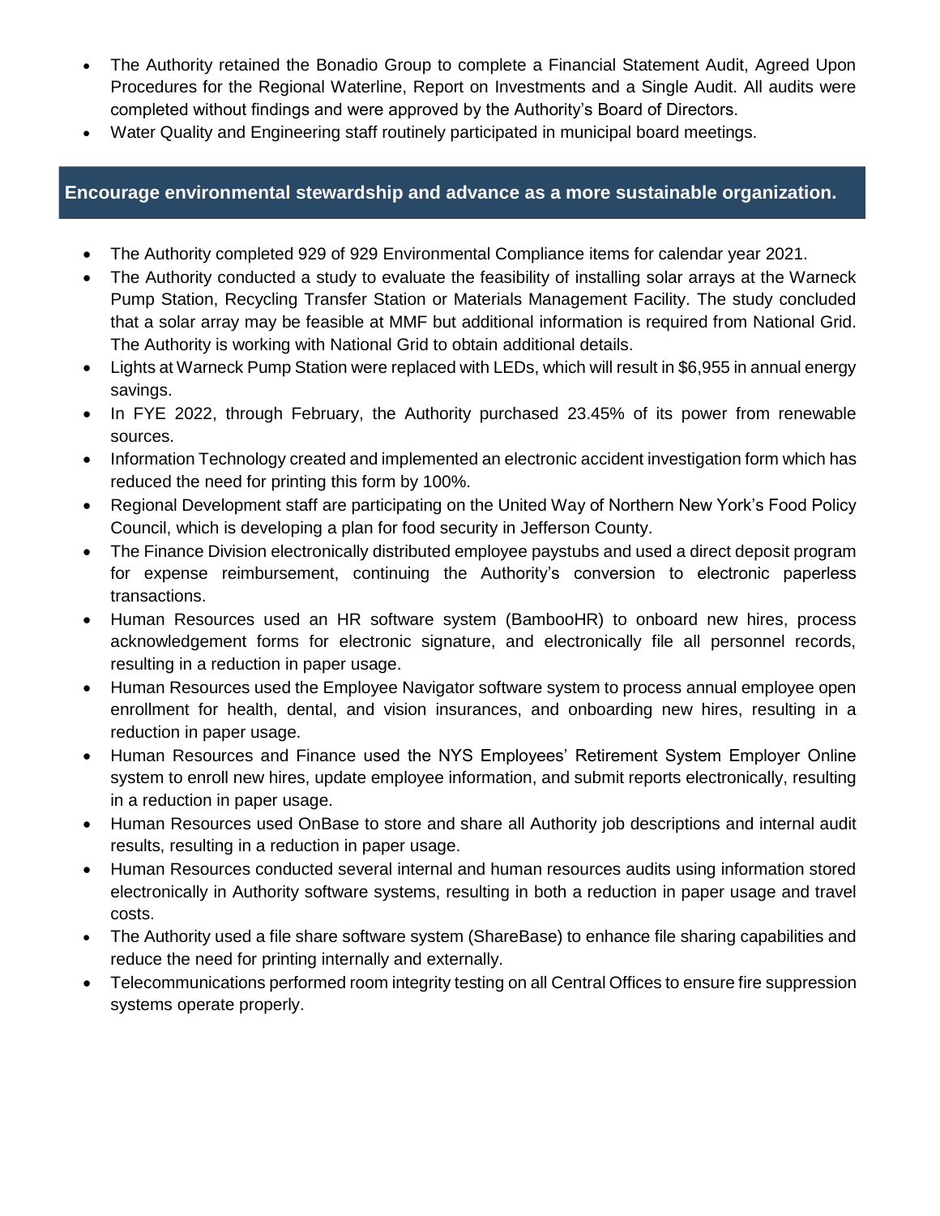- The Authority retained the Bonadio Group to complete a Financial Statement Audit, Agreed Upon Procedures for the Regional Waterline, Report on Investments and a Single Audit. All audits were completed without findings and were approved by the Authority's Board of Directors.
- Water Quality and Engineering staff routinely participated in municipal board meetings.

## Encourage environmental stewardship and advance as a more sustainable organization.

- The Authority completed 929 of 929 Environmental Compliance items for calendar year 2021.
- The Authority conducted a study to evaluate the feasibility of installing solar arrays at the Warneck Pump Station, Recycling Transfer Station or Materials Management Facility. The study concluded that a solar array may be feasible at MMF but additional information is required from National Grid. The Authority is working with National Grid to obtain additional details.
- Lights at Warneck Pump Station were replaced with LEDs, which will result in $6,955 in annual energy savings.
- In FYE 2022, through February, the Authority purchased 23.45% of its power from renewable sources.
- Information Technology created and implemented an electronic accident investigation form which has reduced the need for printing this form by 100%.
- Regional Development staff are participating on the United Way of Northern New York's Food Policy Council, which is developing a plan for food security in Jefferson County.
- The Finance Division electronically distributed employee paystubs and used a direct deposit program for expense reimbursement, continuing the Authority's conversion to electronic paperless transactions.
- Human Resources used an HR software system (BambooHR) to onboard new hires, process acknowledgement forms for electronic signature, and electronically file all personnel records, resulting in a reduction in paper usage.
- Human Resources used the Employee Navigator software system to process annual employee open enrollment for health, dental, and vision insurances, and onboarding new hires, resulting in a reduction in paper usage.
- Human Resources and Finance used the NYS Employees' Retirement System Employer Online system to enroll new hires, update employee information, and submit reports electronically, resulting in a reduction in paper usage.
- Human Resources used OnBase to store and share all Authority job descriptions and internal audit results, resulting in a reduction in paper usage.
- Human Resources conducted several internal and human resources audits using information stored electronically in Authority software systems, resulting in both a reduction in paper usage and travel costs.
- The Authority used a file share software system (ShareBase) to enhance file sharing capabilities and reduce the need for printing internally and externally.
- Telecommunications performed room integrity testing on all Central Offices to ensure fire suppression systems operate properly.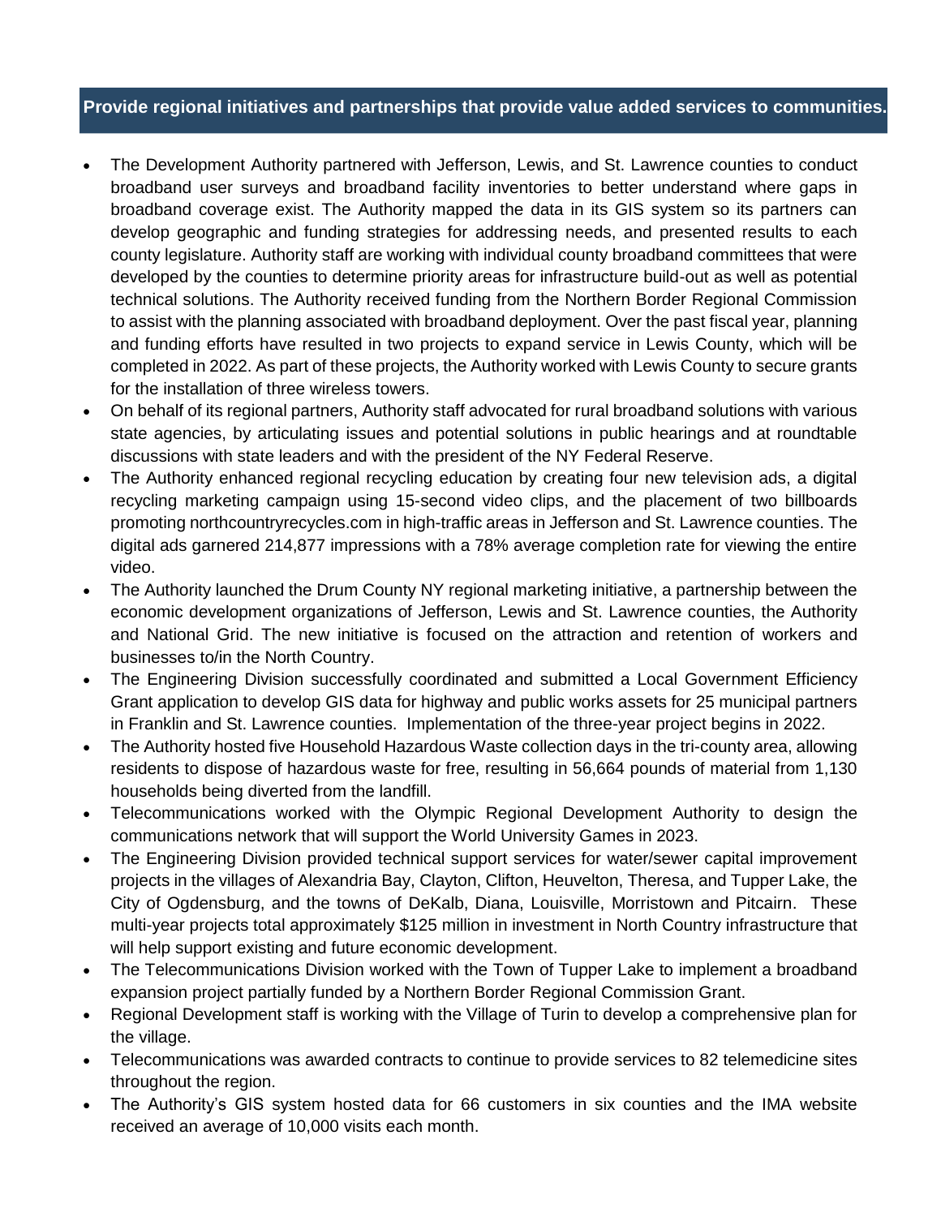## Provide regional initiatives and partnerships that provide value added services to communities.

- The Development Authority partnered with Jefferson, Lewis, and St. Lawrence counties to conduct broadband user surveys and broadband facility inventories to better understand where gaps in broadband coverage exist. The Authority mapped the data in its GIS system so its partners can develop geographic and funding strategies for addressing needs, and presented results to each county legislature. Authority staff are working with individual county broadband committees that were developed by the counties to determine priority areas for infrastructure build-out as well as potential technical solutions. The Authority received funding from the Northern Border Regional Commission to assist with the planning associated with broadband deployment. Over the past fiscal year, planning and funding efforts have resulted in two projects to expand service in Lewis County, which will be completed in 2022. As part of these projects, the Authority worked with Lewis County to secure grants for the installation of three wireless towers.
- On behalf of its regional partners, Authority staff advocated for rural broadband solutions with various state agencies, by articulating issues and potential solutions in public hearings and at roundtable discussions with state leaders and with the president of the NY Federal Reserve.
- The Authority enhanced regional recycling education by creating four new television ads, a digital recycling marketing campaign using 15-second video clips, and the placement of two billboards promoting northcountryrecycles.com in high-traffic areas in Jefferson and St. Lawrence counties. The digital ads garnered 214,877 impressions with a 78% average completion rate for viewing the entire video.
- The Authority launched the Drum County NY regional marketing initiative, a partnership between the economic development organizations of Jefferson, Lewis and St. Lawrence counties, the Authority and National Grid. The new initiative is focused on the attraction and retention of workers and businesses to/in the North Country.
- The Engineering Division successfully coordinated and submitted a Local Government Efficiency Grant application to develop GIS data for highway and public works assets for 25 municipal partners in Franklin and St. Lawrence counties. Implementation of the three-year project begins in 2022.
- The Authority hosted five Household Hazardous Waste collection days in the tri-county area, allowing residents to dispose of hazardous waste for free, resulting in 56,664 pounds of material from 1,130 households being diverted from the landfill.
- Telecommunications worked with the Olympic Regional Development Authority to design the communications network that will support the World University Games in 2023.
- The Engineering Division provided technical support services for water/sewer capital improvement projects in the villages of Alexandria Bay, Clayton, Clifton, Heuvelton, Theresa, and Tupper Lake, the City of Ogdensburg, and the towns of DeKalb, Diana, Louisville, Morristown and Pitcairn. These multi-year projects total approximately $125 million in investment in North Country infrastructure that will help support existing and future economic development.
- The Telecommunications Division worked with the Town of Tupper Lake to implement a broadband expansion project partially funded by a Northern Border Regional Commission Grant.
- Regional Development staff is working with the Village of Turin to develop a comprehensive plan for the village.
- Telecommunications was awarded contracts to continue to provide services to 82 telemedicine sites throughout the region.
- The Authority's GIS system hosted data for 66 customers in six counties and the IMA website received an average of 10,000 visits each month.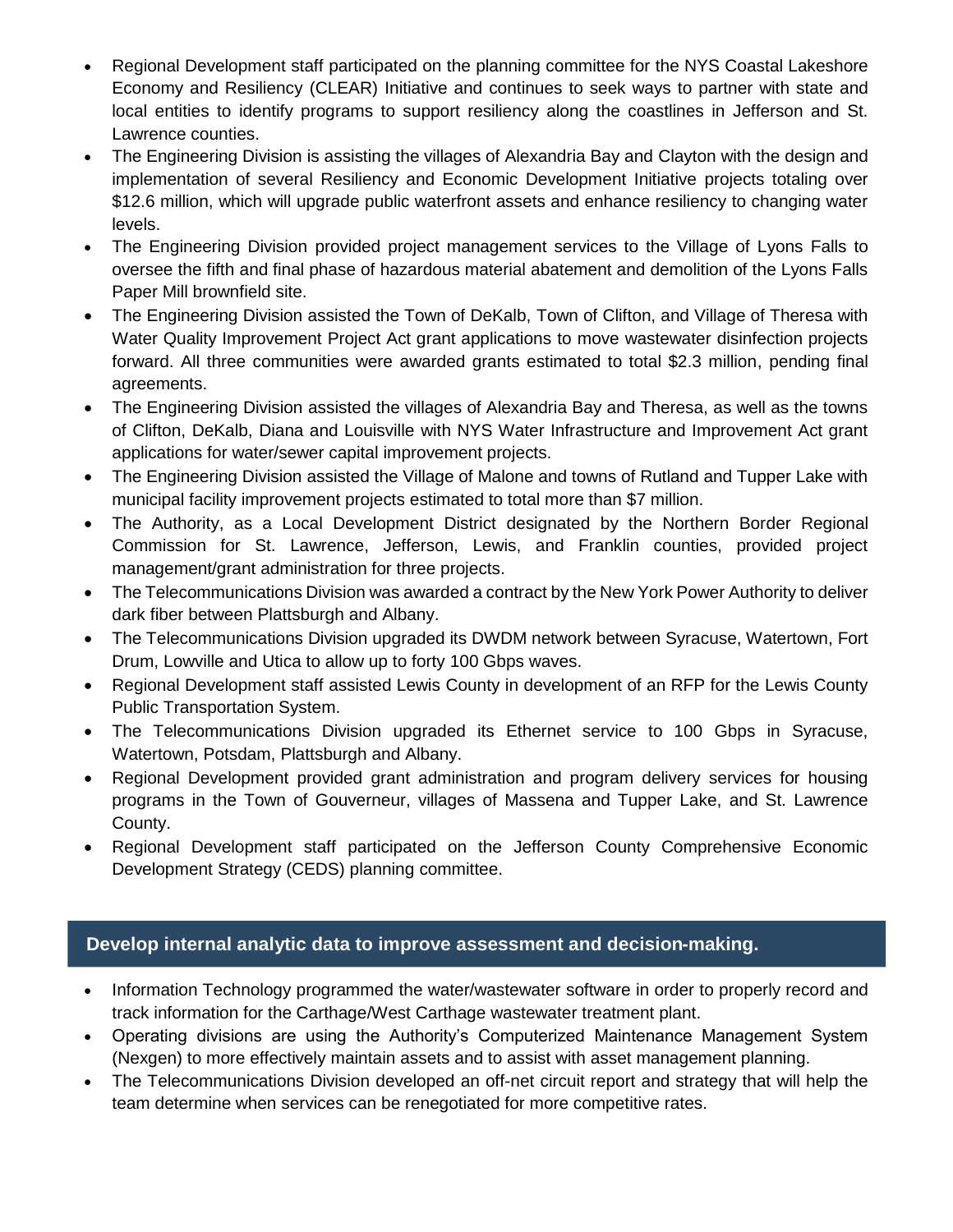- Regional Development staff participated on the planning committee for the NYS Coastal Lakeshore Economy and Resiliency (CLEAR) Initiative and continues to seek ways to partner with state and local entities to identify programs to support resiliency along the coastlines in Jefferson and St. Lawrence counties.
- The Engineering Division is assisting the villages of Alexandria Bay and Clayton with the design and implementation of several Resiliency and Economic Development Initiative projects totaling over $12.6 million, which will upgrade public waterfront assets and enhance resiliency to changing water levels.
- The Engineering Division provided project management services to the Village of Lyons Falls to oversee the fifth and final phase of hazardous material abatement and demolition of the Lyons Falls Paper Mill brownfield site.
- The Engineering Division assisted the Town of DeKalb, Town of Clifton, and Village of Theresa with Water Quality Improvement Project Act grant applications to move wastewater disinfection projects forward. All three communities were awarded grants estimated to total $2.3 million, pending final agreements.
- The Engineering Division assisted the villages of Alexandria Bay and Theresa, as well as the towns of Clifton, DeKalb, Diana and Louisville with NYS Water Infrastructure and Improvement Act grant applications for water/sewer capital improvement projects.
- The Engineering Division assisted the Village of Malone and towns of Rutland and Tupper Lake with municipal facility improvement projects estimated to total more than $7 million.
- The Authority, as a Local Development District designated by the Northern Border Regional Commission for St. Lawrence, Jefferson, Lewis, and Franklin counties, provided project management/grant administration for three projects.
- The Telecommunications Division was awarded a contract by the New York Power Authority to deliver dark fiber between Plattsburgh and Albany.
- The Telecommunications Division upgraded its DWDM network between Syracuse, Watertown, Fort Drum, Lowville and Utica to allow up to forty 100 Gbps waves.
- Regional Development staff assisted Lewis County in development of an RFP for the Lewis County Public Transportation System.
- The Telecommunications Division upgraded its Ethernet service to 100 Gbps in Syracuse, Watertown, Potsdam, Plattsburgh and Albany.
- Regional Development provided grant administration and program delivery services for housing programs in the Town of Gouverneur, villages of Massena and Tupper Lake, and St. Lawrence County.
- Regional Development staff participated on the Jefferson County Comprehensive Economic Development Strategy (CEDS) planning committee.

## Develop internal analytic data to improve assessment and decision-making.

- Information Technology programmed the water/wastewater software in order to properly record and track information for the Carthage/West Carthage wastewater treatment plant.
- Operating divisions are using the Authority's Computerized Maintenance Management System (Nexgen) to more effectively maintain assets and to assist with asset management planning.
- The Telecommunications Division developed an off-net circuit report and strategy that will help the team determine when services can be renegotiated for more competitive rates.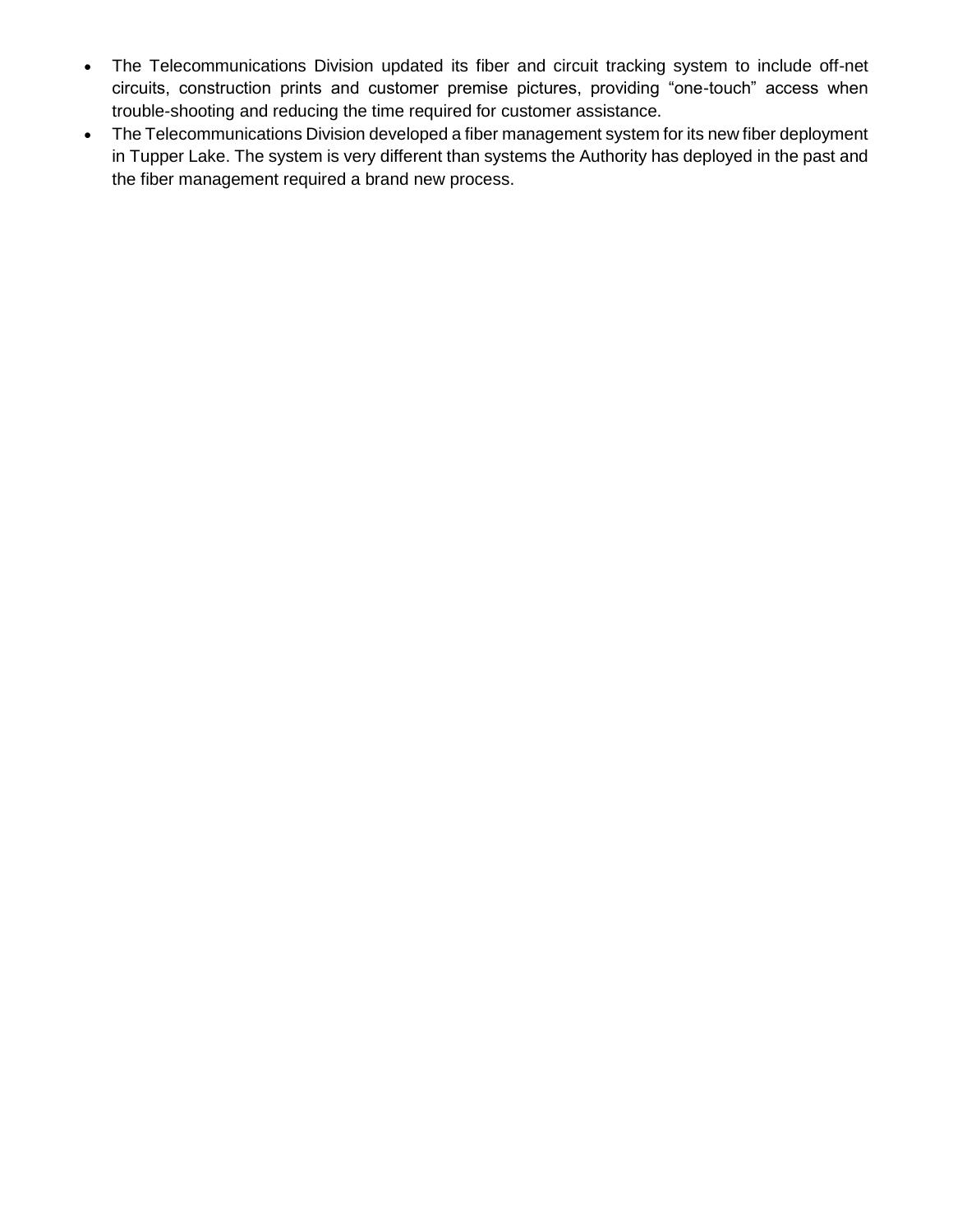- The Telecommunications Division updated its fiber and circuit tracking system to include off-net circuits, construction prints and customer premise pictures, providing “one-touch” access when trouble-shooting and reducing the time required for customer assistance.
- The Telecommunications Division developed a fiber management system for its new fiber deployment in Tupper Lake. The system is very different than systems the Authority has deployed in the past and the fiber management required a brand new process.